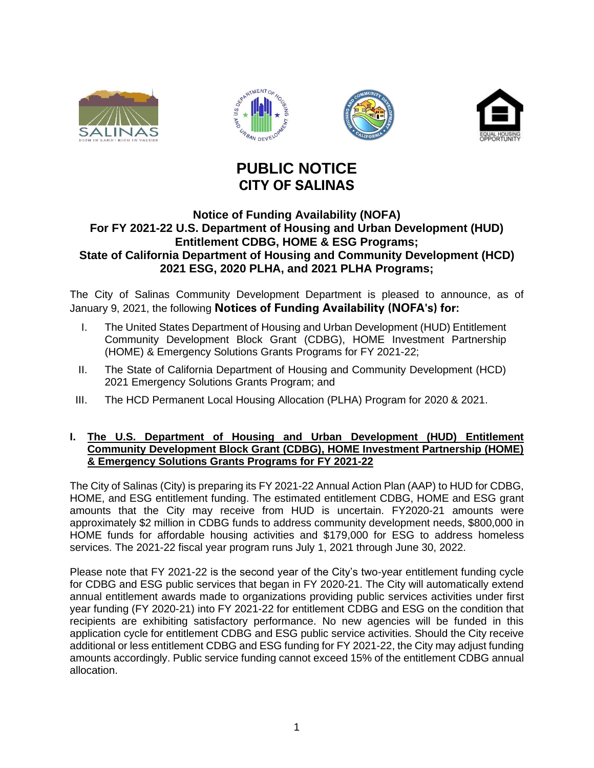# PUBLIC NOTICE
## CITY OF SALINAS

### Notice of Funding Availability (NOFA)
### For FY 2021-22 U.S. Department of Housing and Urban Development (HUD) Entitlement CDBG, HOME & ESG Programs;
### State of California Department of Housing and Community Development (HCD) 2021 ESG, 2020 PLHA, and 2021 PLHA Programs;

The City of Salinas Community Development Department is pleased to announce, as of January 9, 2021, the following **Notices of Funding Availability (NOFA's) for:**

I. The United States Department of Housing and Urban Development (HUD) Entitlement Community Development Block Grant (CDBG), HOME Investment Partnership (HOME) & Emergency Solutions Grants Programs for FY 2021-22;

II. The State of California Department of Housing and Community Development (HCD) 2021 Emergency Solutions Grants Program; and

III. The HCD Permanent Local Housing Allocation (PLHA) Program for 2020 & 2021.

**I. The U.S. Department of Housing and Urban Development (HUD) Entitlement Community Development Block Grant (CDBG), HOME Investment Partnership (HOME) & Emergency Solutions Grants Programs for FY 2021-22**

The City of Salinas (City) is preparing its FY 2021-22 Annual Action Plan (AAP) to HUD for CDBG, HOME, and ESG entitlement funding. The estimated entitlement CDBG, HOME and ESG grant amounts that the City may receive from HUD is uncertain. FY2020-21 amounts were approximately $2 million in CDBG funds to address community development needs, $800,000 in HOME funds for affordable housing activities and $179,000 for ESG to address homeless services. The 2021-22 fiscal year program runs July 1, 2021 through June 30, 2022.

Please note that FY 2021-22 is the second year of the City's two-year entitlement funding cycle for CDBG and ESG public services that began in FY 2020-21. The City will automatically extend annual entitlement awards made to organizations providing public services activities under first year funding (FY 2020-21) into FY 2021-22 for entitlement CDBG and ESG on the condition that recipients are exhibiting satisfactory performance. No new agencies will be funded in this application cycle for entitlement CDBG and ESG public service activities. Should the City receive additional or less entitlement CDBG and ESG funding for FY 2021-22, the City may adjust funding amounts accordingly. Public service funding cannot exceed 15% of the entitlement CDBG annual allocation.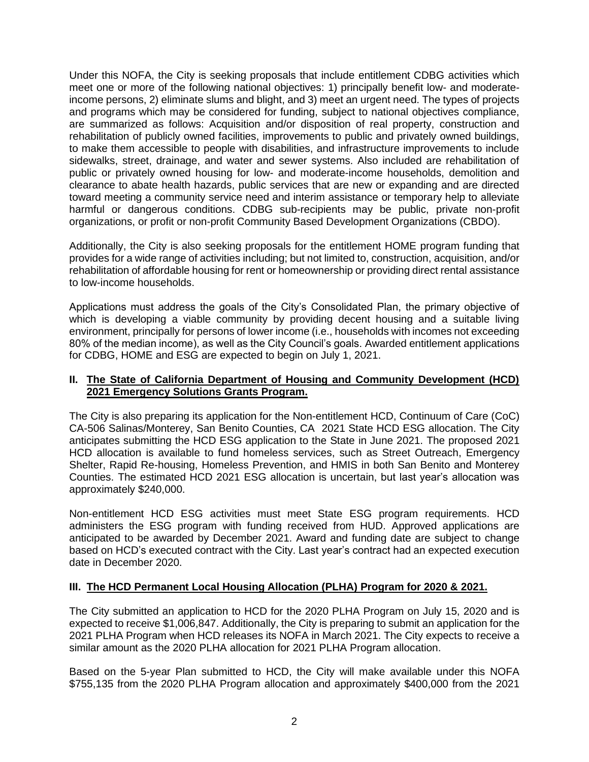Under this NOFA, the City is seeking proposals that include entitlement CDBG activities which meet one or more of the following national objectives: 1) principally benefit low- and moderate-income persons, 2) eliminate slums and blight, and 3) meet an urgent need. The types of projects and programs which may be considered for funding, subject to national objectives compliance, are summarized as follows: Acquisition and/or disposition of real property, construction and rehabilitation of publicly owned facilities, improvements to public and privately owned buildings, to make them accessible to people with disabilities, and infrastructure improvements to include sidewalks, street, drainage, and water and sewer systems. Also included are rehabilitation of public or privately owned housing for low- and moderate-income households, demolition and clearance to abate health hazards, public services that are new or expanding and are directed toward meeting a community service need and interim assistance or temporary help to alleviate harmful or dangerous conditions. CDBG sub-recipients may be public, private non-profit organizations, or profit or non-profit Community Based Development Organizations (CBDO).

Additionally, the City is also seeking proposals for the entitlement HOME program funding that provides for a wide range of activities including; but not limited to, construction, acquisition, and/or rehabilitation of affordable housing for rent or homeownership or providing direct rental assistance to low-income households.

Applications must address the goals of the City's Consolidated Plan, the primary objective of which is developing a viable community by providing decent housing and a suitable living environment, principally for persons of lower income (i.e., households with incomes not exceeding 80% of the median income), as well as the City Council's goals. Awarded entitlement applications for CDBG, HOME and ESG are expected to begin on July 1, 2021.

## II. The State of California Department of Housing and Community Development (HCD) 2021 Emergency Solutions Grants Program.

The City is also preparing its application for the Non-entitlement HCD, Continuum of Care (CoC) CA-506 Salinas/Monterey, San Benito Counties, CA 2021 State HCD ESG allocation. The City anticipates submitting the HCD ESG application to the State in June 2021. The proposed 2021 HCD allocation is available to fund homeless services, such as Street Outreach, Emergency Shelter, Rapid Re-housing, Homeless Prevention, and HMIS in both San Benito and Monterey Counties. The estimated HCD 2021 ESG allocation is uncertain, but last year's allocation was approximately $240,000.

Non-entitlement HCD ESG activities must meet State ESG program requirements. HCD administers the ESG program with funding received from HUD. Approved applications are anticipated to be awarded by December 2021. Award and funding date are subject to change based on HCD's executed contract with the City. Last year's contract had an expected execution date in December 2020.

## III. The HCD Permanent Local Housing Allocation (PLHA) Program for 2020 & 2021.

The City submitted an application to HCD for the 2020 PLHA Program on July 15, 2020 and is expected to receive $1,006,847. Additionally, the City is preparing to submit an application for the 2021 PLHA Program when HCD releases its NOFA in March 2021. The City expects to receive a similar amount as the 2020 PLHA allocation for 2021 PLHA Program allocation.

Based on the 5-year Plan submitted to HCD, the City will make available under this NOFA $755,135 from the 2020 PLHA Program allocation and approximately $400,000 from the 2021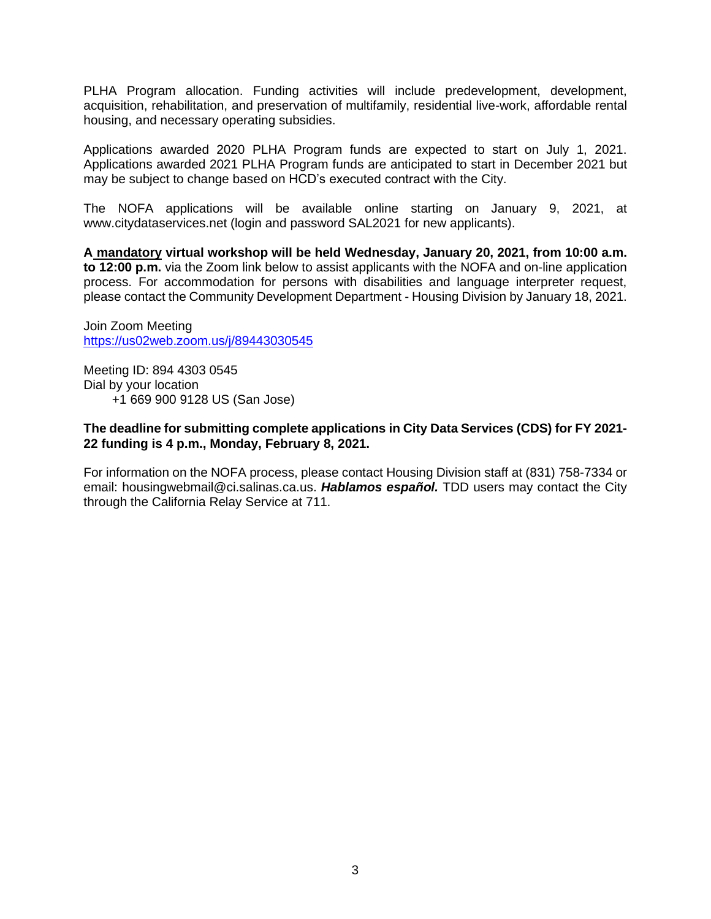PLHA Program allocation. Funding activities will include predevelopment, development, acquisition, rehabilitation, and preservation of multifamily, residential live-work, affordable rental housing, and necessary operating subsidies.

Applications awarded 2020 PLHA Program funds are expected to start on July 1, 2021. Applications awarded 2021 PLHA Program funds are anticipated to start in December 2021 but may be subject to change based on HCD's executed contract with the City.

The NOFA applications will be available online starting on January 9, 2021, at www.citydataservices.net (login and password SAL2021 for new applicants).

**A <u>mandatory</u> virtual workshop will be held Wednesday, January 20, 2021, from 10:00 a.m. to 12:00 p.m.** via the Zoom link below to assist applicants with the NOFA and on-line application process. For accommodation for persons with disabilities and language interpreter request, please contact the Community Development Department - Housing Division by January 18, 2021.

Join Zoom Meeting
[https://us02web.zoom.us/j/89443030545](https://us02web.zoom.us/j/89443030545)

Meeting ID: 894 4303 0545
Dial by your location
+1 669 900 9128 US (San Jose)

**The deadline for submitting complete applications in City Data Services (CDS) for FY 2021-22 funding is 4 p.m., Monday, February 8, 2021.**

For information on the NOFA process, please contact Housing Division staff at (831) 758-7334 or email: housingwebmail@ci.salinas.ca.us. ***Hablamos español.*** TDD users may contact the City through the California Relay Service at 711.